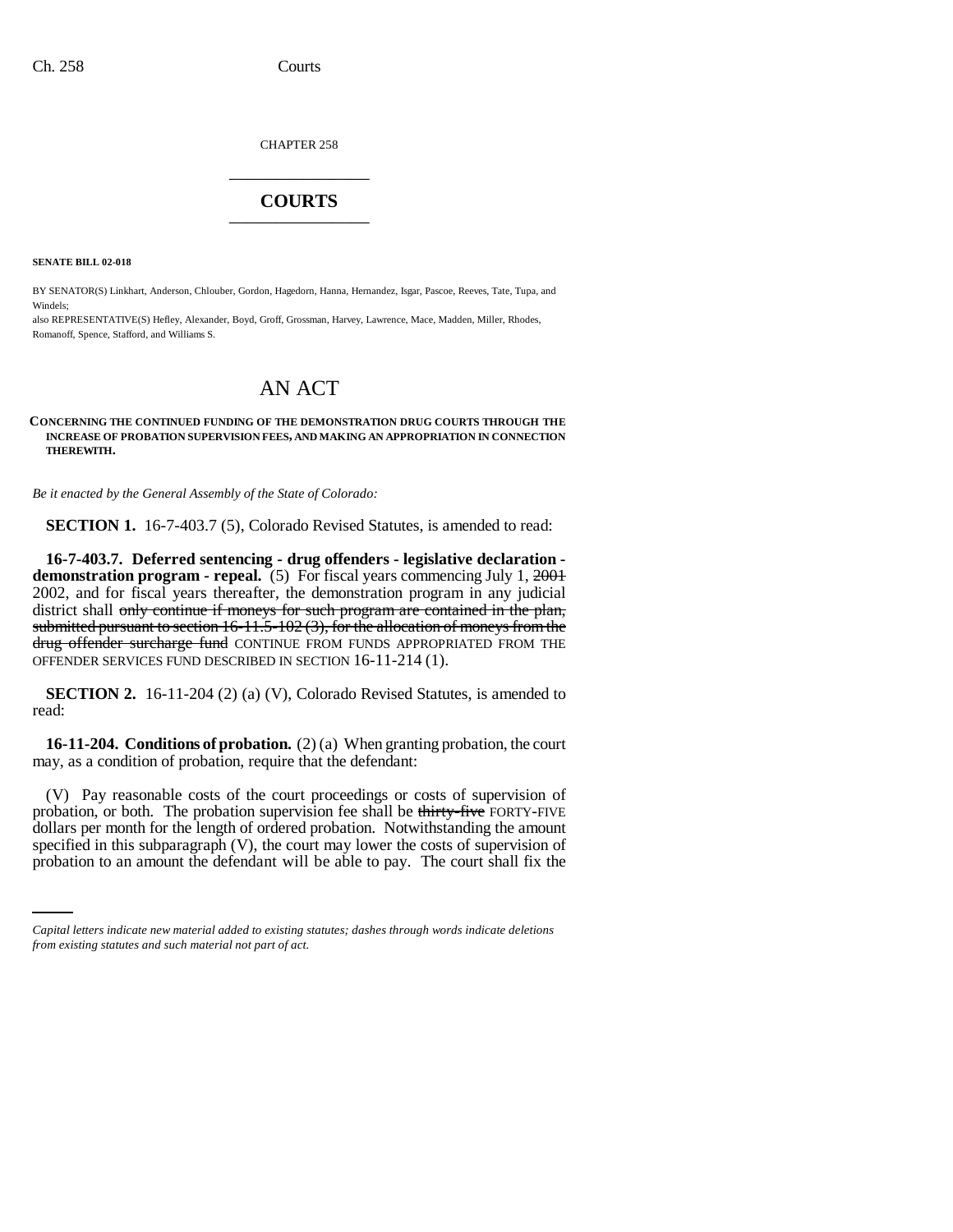CHAPTER 258

# COURTS

**SENATE BILL 02-018**

BY SENATOR(S) Linkhart, Anderson, Chlouber, Gordon, Hagedorn, Hanna, Hernandez, Isgar, Pascoe, Reeves, Tate, Tupa, and Windels;

also REPRESENTATIVE(S) Hefley, Alexander, Boyd, Groff, Grossman, Harvey, Lawrence, Mace, Madden, Miller, Rhodes, Romanoff, Spence, Stafford, and Williams S.

## AN ACT

**CONCERNING THE CONTINUED FUNDING OF THE DEMONSTRATION DRUG COURTS THROUGH THE INCREASE OF PROBATION SUPERVISION FEES, AND MAKING AN APPROPRIATION IN CONNECTION THEREWITH.**

*Be it enacted by the General Assembly of the State of Colorado:*

**SECTION 1.** 16-7-403.7 (5), Colorado Revised Statutes, is amended to read:

**16-7-403.7. Deferred sentencing - drug offenders - legislative declaration - demonstration program - repeal.** (5) For fiscal years commencing July 1, ~~2001~~ 2002, and for fiscal years thereafter, the demonstration program in any judicial district shall ~~only continue if moneys for such program are contained in the plan, submitted pursuant to section 16-11.5-102 (3), for the allocation of moneys from the drug offender surcharge fund~~ CONTINUE FROM FUNDS APPROPRIATED FROM THE OFFENDER SERVICES FUND DESCRIBED IN SECTION 16-11-214 (1).

**SECTION 2.** 16-11-204 (2) (a) (V), Colorado Revised Statutes, is amended to read:

**16-11-204. Conditions of probation.** (2) (a) When granting probation, the court may, as a condition of probation, require that the defendant:

(V) Pay reasonable costs of the court proceedings or costs of supervision of probation, or both. The probation supervision fee shall be ~~thirty-five~~ FORTY-FIVE dollars per month for the length of ordered probation. Notwithstanding the amount specified in this subparagraph (V), the court may lower the costs of supervision of probation to an amount the defendant will be able to pay. The court shall fix the

*Capital letters indicate new material added to existing statutes; dashes through words indicate deletions from existing statutes and such material not part of act.*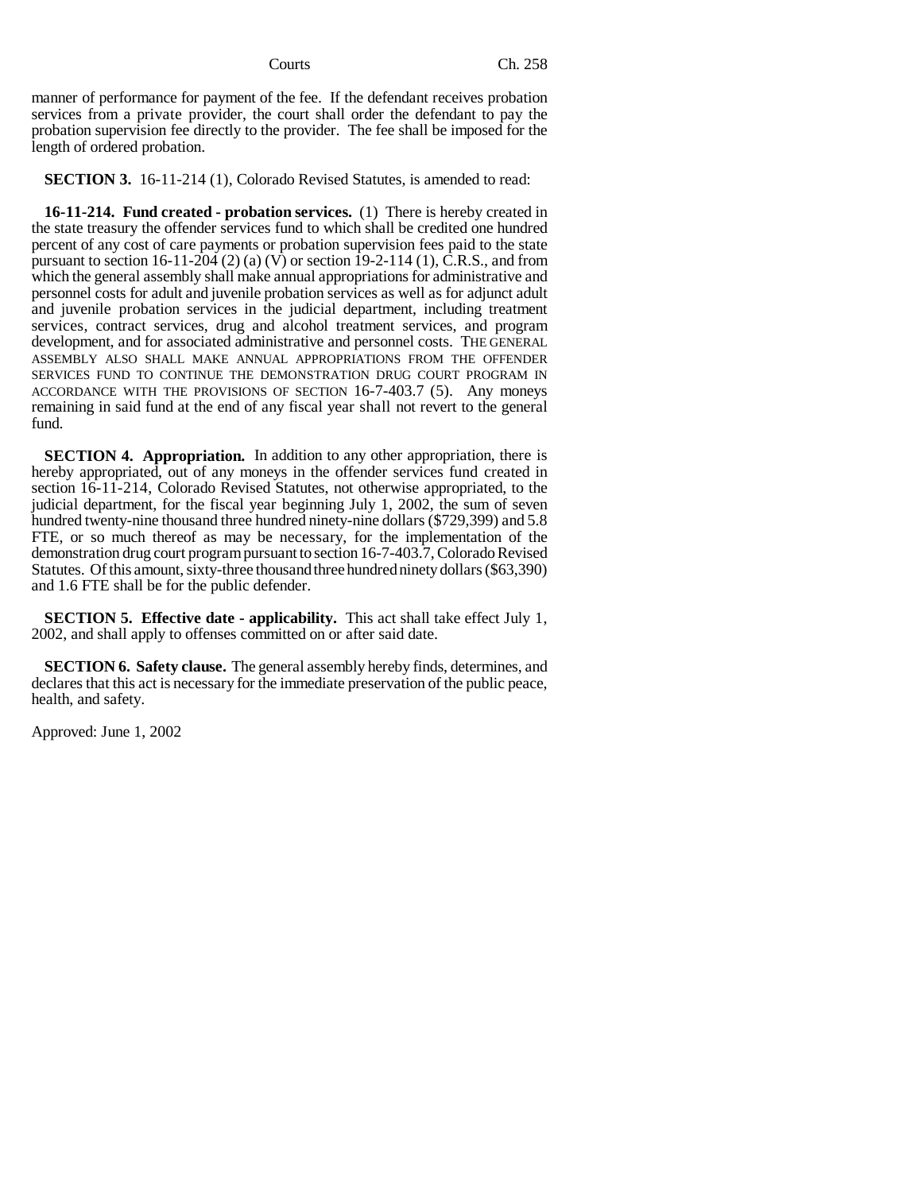manner of performance for payment of the fee. If the defendant receives probation services from a private provider, the court shall order the defendant to pay the probation supervision fee directly to the provider. The fee shall be imposed for the length of ordered probation.

**SECTION 3.** 16-11-214 (1), Colorado Revised Statutes, is amended to read:

**16-11-214. Fund created - probation services.** (1) There is hereby created in the state treasury the offender services fund to which shall be credited one hundred percent of any cost of care payments or probation supervision fees paid to the state pursuant to section 16-11-204 (2) (a) (V) or section 19-2-114 (1), C.R.S., and from which the general assembly shall make annual appropriations for administrative and personnel costs for adult and juvenile probation services as well as for adjunct adult and juvenile probation services in the judicial department, including treatment services, contract services, drug and alcohol treatment services, and program development, and for associated administrative and personnel costs. THE GENERAL ASSEMBLY ALSO SHALL MAKE ANNUAL APPROPRIATIONS FROM THE OFFENDER SERVICES FUND TO CONTINUE THE DEMONSTRATION DRUG COURT PROGRAM IN ACCORDANCE WITH THE PROVISIONS OF SECTION 16-7-403.7 (5). Any moneys remaining in said fund at the end of any fiscal year shall not revert to the general fund.

**SECTION 4. Appropriation.** In addition to any other appropriation, there is hereby appropriated, out of any moneys in the offender services fund created in section 16-11-214, Colorado Revised Statutes, not otherwise appropriated, to the judicial department, for the fiscal year beginning July 1, 2002, the sum of seven hundred twenty-nine thousand three hundred ninety-nine dollars ($729,399) and 5.8 FTE, or so much thereof as may be necessary, for the implementation of the demonstration drug court program pursuant to section 16-7-403.7, Colorado Revised Statutes. Of this amount, sixty-three thousand three hundred ninety dollars ($63,390) and 1.6 FTE shall be for the public defender.

**SECTION 5. Effective date - applicability.** This act shall take effect July 1, 2002, and shall apply to offenses committed on or after said date.

**SECTION 6. Safety clause.** The general assembly hereby finds, determines, and declares that this act is necessary for the immediate preservation of the public peace, health, and safety.

Approved: June 1, 2002